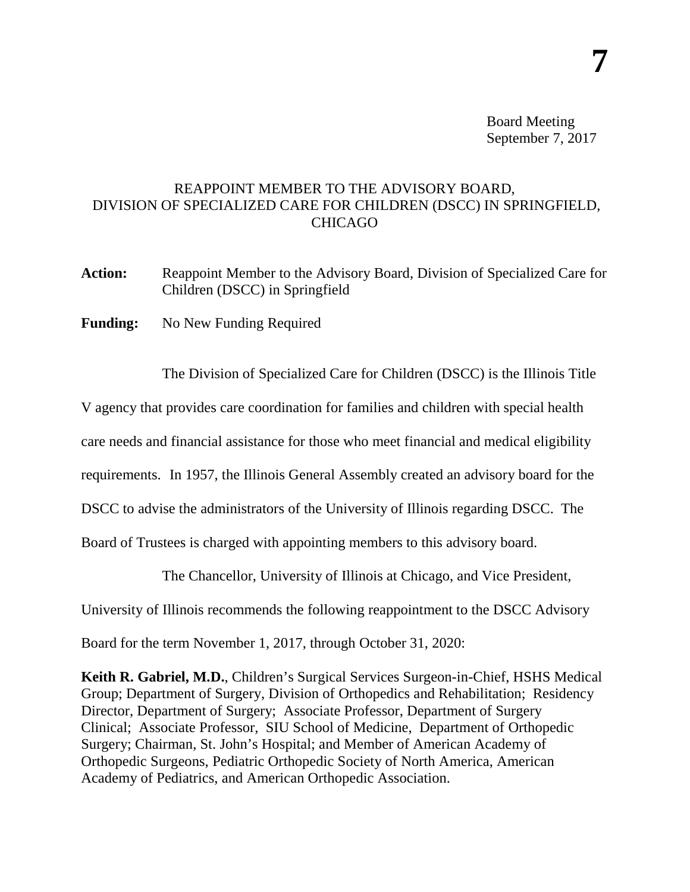**7**

Board Meeting
September 7, 2017

# REAPPOINT MEMBER TO THE ADVISORY BOARD, DIVISION OF SPECIALIZED CARE FOR CHILDREN (DSCC) IN SPRINGFIELD, CHICAGO

**Action:** Reappoint Member to the Advisory Board, Division of Specialized Care for Children (DSCC) in Springfield

**Funding:** No New Funding Required

The Division of Specialized Care for Children (DSCC) is the Illinois Title V agency that provides care coordination for families and children with special health care needs and financial assistance for those who meet financial and medical eligibility requirements. In 1957, the Illinois General Assembly created an advisory board for the DSCC to advise the administrators of the University of Illinois regarding DSCC. The Board of Trustees is charged with appointing members to this advisory board.

The Chancellor, University of Illinois at Chicago, and Vice President, University of Illinois recommends the following reappointment to the DSCC Advisory Board for the term November 1, 2017, through October 31, 2020:

**Keith R. Gabriel, M.D.**, Children's Surgical Services Surgeon-in-Chief, HSHS Medical Group; Department of Surgery, Division of Orthopedics and Rehabilitation; Residency Director, Department of Surgery; Associate Professor, Department of Surgery Clinical; Associate Professor, SIU School of Medicine, Department of Orthopedic Surgery; Chairman, St. John's Hospital; and Member of American Academy of Orthopedic Surgeons, Pediatric Orthopedic Society of North America, American Academy of Pediatrics, and American Orthopedic Association.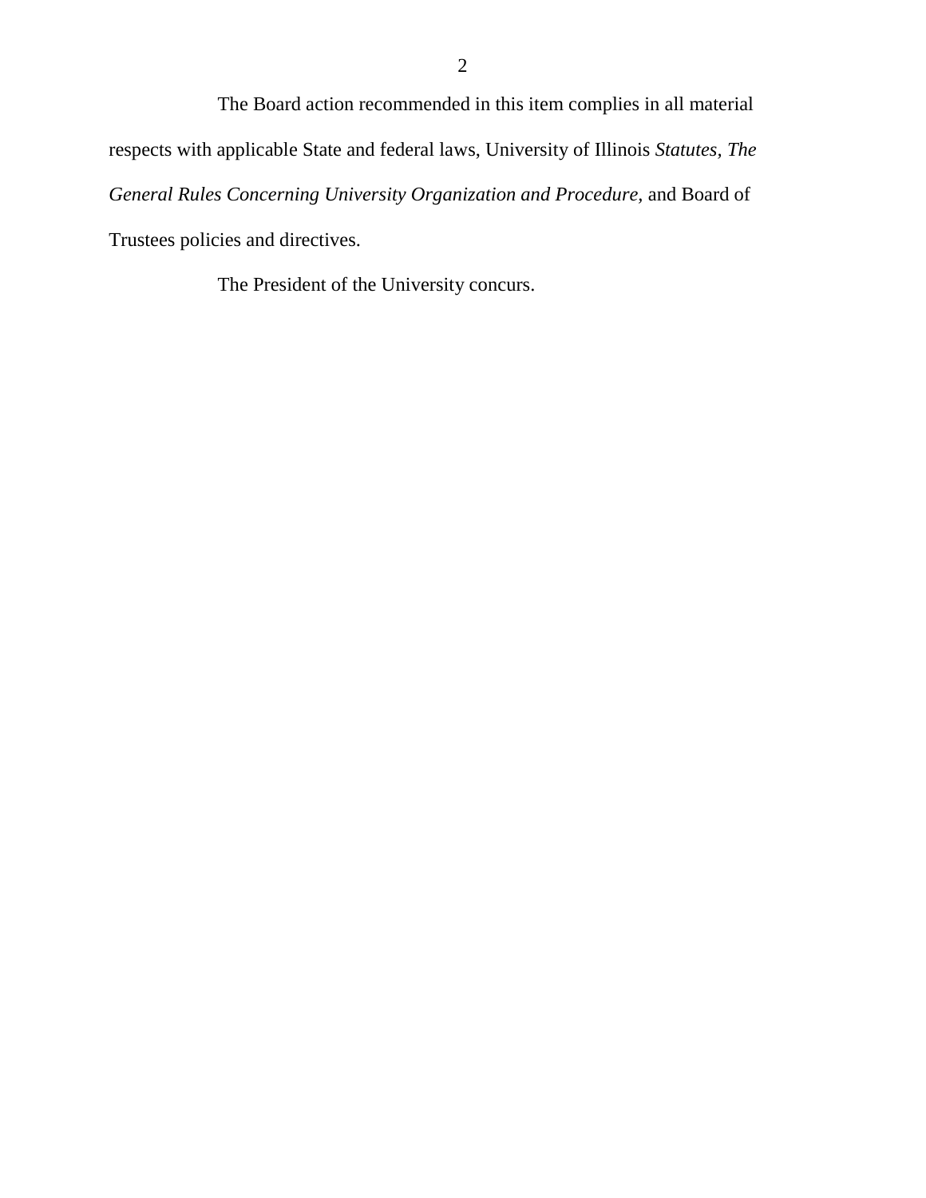The Board action recommended in this item complies in all material respects with applicable State and federal laws, University of Illinois *Statutes, The General Rules Concerning University Organization and Procedure,* and Board of Trustees policies and directives.

The President of the University concurs.